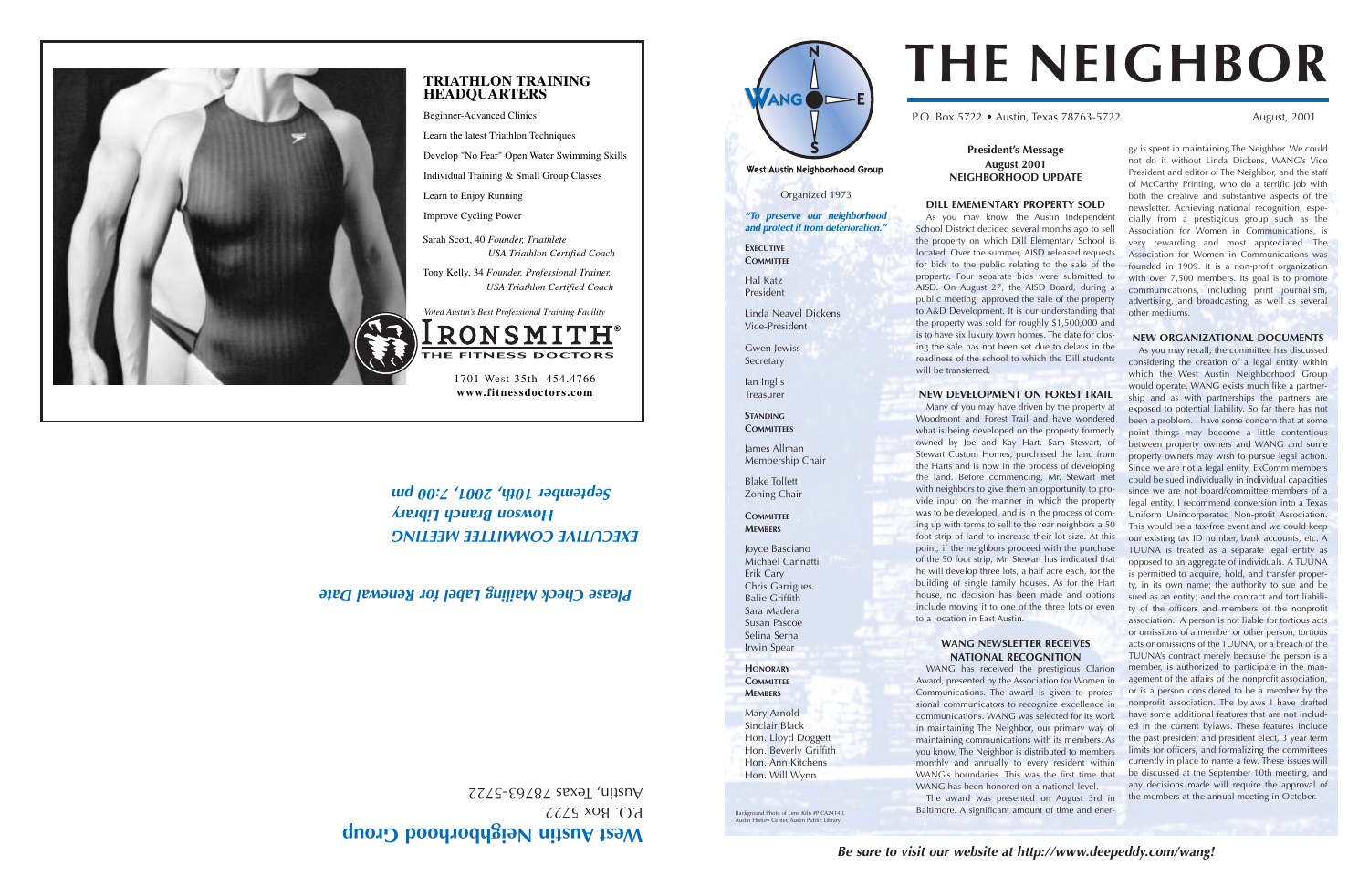## TRIATHLON TRAINING HEADQUARTERS

Beginner-Advanced Clinics

Learn the latest Triathlon Techniques

Develop "No Fear" Open Water Swimming Skills

Individual Training & Small Group Classes

Learn to Enjoy Running

Improve Cycling Power

Sarah Scott, 40 *Founder, Triathlete*
*USA Triathlon Certified Coach*

Tony Kelly, 34 *Founder, Professional Trainer, USA Triathlon Certified Coach*

*Voted Austin's Best Professional Training Facility*

IRONSMITH®
THE FITNESS DOCTORS

1701 West 35th 454.4766
**www.fitnessdoctors.com**

***EXECUTIVE COMMITTEE MEETING***
***Howson Branch Library***
***September 10th, 2001, 7:00 pm***

***Please Check Mailing Label for Renewal Date***

**West Austin Neighborhood Group**
P.O. Box 5722
Austin, Texas 78763-5722

---

# THE NEIGHBOR

P.O. Box 5722 • Austin, Texas 78763-5722 — August, 2001

**West Austin Neighborhood Group**

Organized 1973

***"To preserve our neighborhood and protect it from deterioration."***

**EXECUTIVE COMMITTEE**

Hal Katz
President

Linda Neavel Dickens
Vice-President

Gwen Jewiss
Secretary

Ian Inglis
Treasurer

**STANDING COMMITTEES**

James Allman
Membership Chair

Blake Tollett
Zoning Chair

**COMMITTEE MEMBERS**

Joyce Basciano
Michael Cannatti
Erik Cary
Chris Garrigues
Balie Griffith
Sara Madera
Susan Pascoe
Selina Serna
Irwin Spear

**HONORARY COMMITTEE MEMBERS**

Mary Arnold
Sinclair Black
Hon. Lloyd Doggett
Hon. Beverly Griffith
Hon. Ann Kitchens
Hon. Will Wynn

Background Photo of Lime Kiln #PICA24140, Austin History Center, Austin Public Library

### President's Message
### August 2001
### NEIGHBORHOOD UPDATE

#### DILL EMEMENTARY PROPERTY SOLD

As you may know, the Austin Independent School District decided several months ago to sell the property on which Dill Elementary School is located. Over the summer, AISD released requests for bids to the public relating to the sale of the property. Four separate bids were submitted to AISD. On August 27, the AISD Board, during a public meeting, approved the sale of the property to A&D Development. It is our understanding that the property was sold for roughly $1,500,000 and is to have six luxury town homes. The date for closing the sale has not been set due to delays in the readiness of the school to which the Dill students will be transferred.

#### NEW DEVELOPMENT ON FOREST TRAIL

Many of you may have driven by the property at Woodmont and Forest Trail and have wondered what is being developed on the property formerly owned by Joe and Kay Hart. Sam Stewart, of Stewart Custom Homes, purchased the land from the Harts and is now in the process of developing the land. Before commencing, Mr. Stewart met with neighbors to give them an opportunity to provide input on the manner in which the property was to be developed, and is in the process of coming up with terms to sell to the rear neighbors a 50 foot strip of land to increase their lot size. At this point, if the neighbors proceed with the purchase of the 50 foot strip, Mr. Stewart has indicated that he will develop three lots, a half acre each, for the building of single family houses. As for the Hart house, no decision has been made and options include moving it to one of the three lots or even to a location in East Austin.

#### WANG NEWSLETTER RECEIVES NATIONAL RECOGNITION

WANG has received the prestigious Clarion Award, presented by the Association for Women in Communications. The award is given to professional communicators to recognize excellence in communications. WANG was selected for its work in maintaining The Neighbor, our primary way of maintaining communications with its members. As you know, The Neighbor is distributed to members monthly and annually to every resident within WANG's boundaries. This was the first time that WANG has been honored on a national level.

The award was presented on August 3rd in Baltimore. A significant amount of time and energy is spent in maintaining The Neighbor. We could not do it without Linda Dickens, WANG's Vice President and editor of The Neighbor, and the staff of McCarthy Printing, who do a terrific job with both the creative and substantive aspects of the newsletter. Achieving national recognition, especially from a prestigious group such as the Association for Women in Communications, is very rewarding and most appreciated. The Association for Women in Communications was founded in 1909. It is a non-profit organization with over 7,500 members. Its goal is to promote communications, including print journalism, advertising, and broadcasting, as well as several other mediums.

#### NEW ORGANIZATIONAL DOCUMENTS

As you may recall, the committee has discussed considering the creation of a legal entity within which the West Austin Neighborhood Group would operate. WANG exists much like a partnership and as with partnerships the partners are exposed to potential liability. So far there has not been a problem. I have some concern that at some point things may become a little contentious between property owners and WANG and some property owners may wish to pursue legal action. Since we are not a legal entity, ExComm members could be sued individually in individual capacities since we are not board/committee members of a legal entity. I recommend conversion into a Texas Uniform Unincorporated Non-profit Association. This would be a tax-free event and we could keep our existing tax ID number, bank accounts, etc. A TUUNA is treated as a separate legal entity as opposed to an aggregate of individuals. A TUUNA is permitted to acquire, hold, and transfer property, in its own name; the authority to sue and be sued as an entity; and the contract and tort liability of the officers and members of the nonprofit association. A person is not liable for tortious acts or omissions of a member or other person, tortious acts or omissions of the TUUNA, or a breach of the TUUNA's contract merely because the person is a member, is authorized to participate in the management of the affairs of the nonprofit association, or is a person considered to be a member by the nonprofit association. The bylaws I have drafted have some additional features that are not included in the current bylaws. These features include the past president and president elect, 3 year term limits for officers, and formalizing the committees currently in place to name a few. These issues will be discussed at the September 10th meeting, and any decisions made will require the approval of the members at the annual meeting in October.

***Be sure to visit our website at http://www.deepeddy.com/wang!***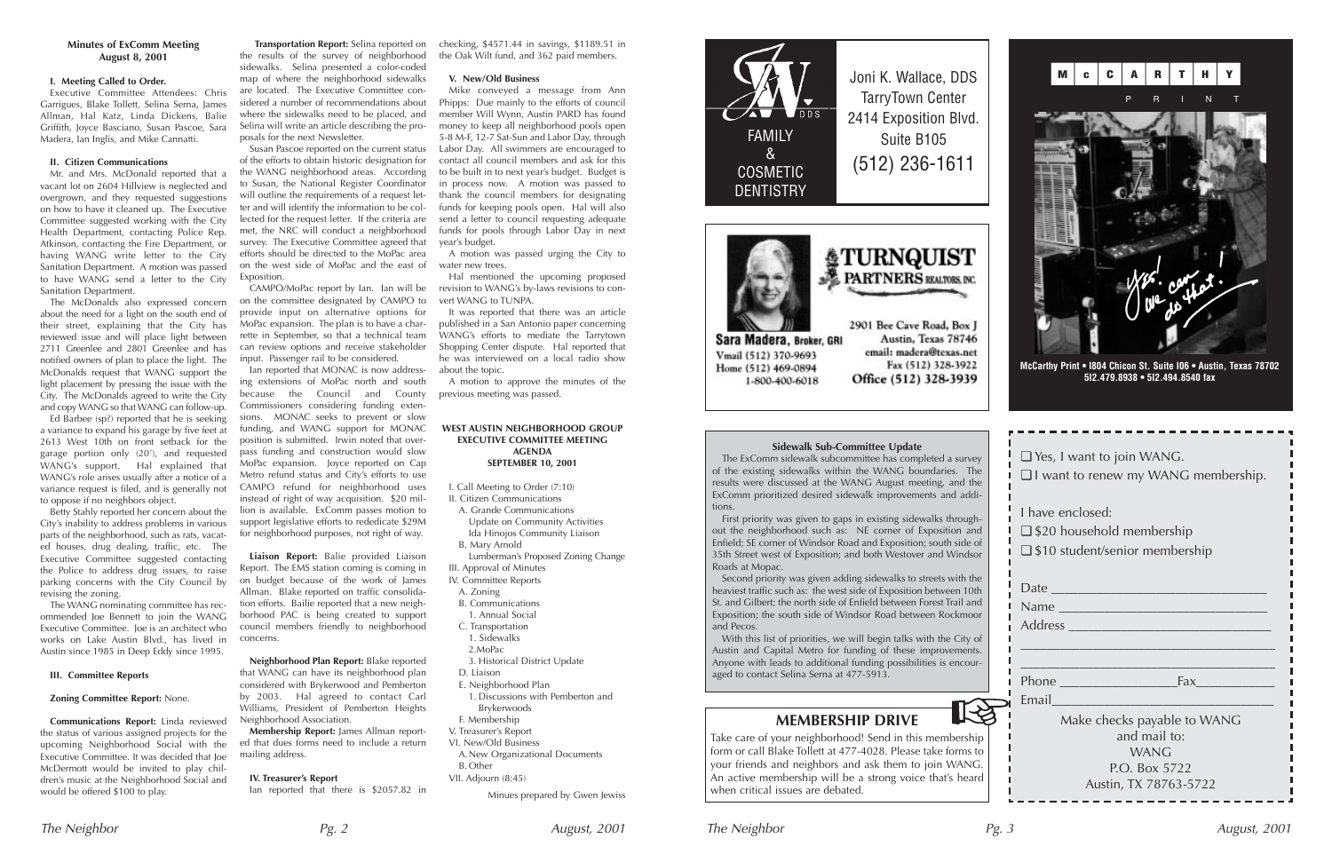### Minutes of ExComm Meeting
### August 8, 2001

**I. Meeting Called to Order.**

Executive Committee Attendees: Chris Garrigues, Blake Tollett, Selina Serna, James Allman, Hal Katz, Linda Dickens, Balie Griffith, Joyce Basciano, Susan Pascoe, Sara Madera, Ian Inglis, and Mike Cannatti.

**II. Citizen Communications**

Mr. and Mrs. McDonald reported that a vacant lot on 2604 Hillview is neglected and overgrown, and they requested suggestions on how to have it cleaned up. The Executive Committee suggested working with the City Health Department, contacting Police Rep. Atkinson, contacting the Fire Department, or having WANG write letter to the City Sanitation Department. A motion was passed to have WANG send a letter to the City Sanitation Department.

The McDonalds also expressed concern about the need for a light on the south end of their street, explaining that the City has reviewed issue and will place light between 2711 Greenlee and 2801 Greenlee and has notified owners of plan to place the light. The McDonalds request that WANG support the light placement by pressing the issue with the City. The McDonalds agreed to write the City and copy WANG so that WANG can follow-up.

Ed Barbee (sp?) reported that he is seeking a variance to expand his garage by five feet at 2613 West 10th on front setback for the garage portion only (20'), and requested WANG's support. Hal explained that WANG's role arises usually after a notice of a variance request is filed, and is generally not to oppose if no neighbors object.

Betty Stahly reported her concern about the City's inability to address problems in various parts of the neighborhood, such as rats, vacated houses, drug dealing, traffic, etc. The Executive Committee suggested contacting the Police to address drug issues, to raise parking concerns with the City Council by revising the zoning.

The WANG nominating committee has recommended Joe Bennett to join the WANG Executive Committee. Joe is an architect who works on Lake Austin Blvd., has lived in Austin since 1985 in Deep Eddy since 1995.

**III. Committee Reports**

**Zoning Committee Report:** None.

**Communications Report:** Linda reviewed the status of various assigned projects for the upcoming Neighborhood Social with the Executive Committee. It was decided that Joe McDermott would be invited to play children's music at the Neighborhood Social and would be offered $100 to play.

**Transportation Report:** Selina reported on the results of the survey of neighborhood sidewalks. Selina presented a color-coded map of where the neighborhood sidewalks are located. The Executive Committee considered a number of recommendations about where the sidewalks need to be placed, and Selina will write an article describing the proposals for the next Newsletter.

Susan Pascoe reported on the current status of the efforts to obtain historic designation for the WANG neighborhood areas. According to Susan, the National Register Coordinator will outline the requirements of a request letter and will identify the information to be collected for the request letter. If the criteria are met, the NRC will conduct a neighborhood survey. The Executive Committee agreed that efforts should be directed to the MoPac area on the west side of MoPac and the east of Exposition.

CAMPO/MoPac report by Ian. Ian will be on the committee designated by CAMPO to provide input on alternative options for MoPac expansion. The plan is to have a charrette in September, so that a technical team can review options and receive stakeholder input. Passenger rail to be considered.

Ian reported that MONAC is now addressing extensions of MoPac north and south because the Council and County Commissioners considering funding extensions. MONAC seeks to prevent or slow funding, and WANG support for MONAC position is submitted. Irwin noted that overpass funding and construction would slow MoPac expansion. Joyce reported on Cap Metro refund status and City's efforts to use CAMPO refund for neighborhood uses instead of right of way acquisition. $20 million is available. ExComm passes motion to support legislative efforts to rededicate $29M for neighborhood purposes, not right of way.

**Liaison Report:** Balie provided Liaison Report. The EMS station coming is coming in on budget because of the work of James Allman. Blake reported on traffic consolidation efforts. Bailie reported that a new neighborhood PAC is being created to support council members friendly to neighborhood concerns.

**Neighborhood Plan Report:** Blake reported that WANG can have its neighborhood plan considered with Brykerwood and Pemberton by 2003. Hal agreed to contact Carl Williams, President of Pemberton Heights Neighborhood Association.

**Membership Report:** James Allman reported that dues forms need to include a return mailing address.

**IV. Treasurer's Report**

Ian reported that there is $2057.82 in checking, $4571.44 in savings, $1189.51 in the Oak Wilt fund, and 362 paid members.

**V. New/Old Business**

Mike conveyed a message from Ann Phipps: Due mainly to the efforts of council member Will Wynn, Austin PARD has found money to keep all neighborhood pools open 5-8 M-F, 12-7 Sat-Sun and Labor Day, through Labor Day. All swimmers are encouraged to contact all council members and ask for this to be built in to next year's budget. Budget is in process now. A motion was passed to thank the council members for designating funds for keeping pools open. Hal will also send a letter to council requesting adequate funds for pools through Labor Day in next year's budget.

A motion was passed urging the City to water new trees.

Hal mentioned the upcoming proposed revision to WANG's by-laws revisions to convert WANG to TUNPA.

It was reported that there was an article published in a San Antonio paper concerning WANG's efforts to mediate the Tarrytown Shopping Center dispute. Hal reported that he was interviewed on a local radio show about the topic.

A motion to approve the minutes of the previous meeting was passed.

### WEST AUSTIN NEIGHBORHOOD GROUP EXECUTIVE COMMITTEE MEETING AGENDA SEPTEMBER 10, 2001

- I. Call Meeting to Order (7:10)
- II. Citizen Communications
  - A. Grande Communications
    - Update on Community Activities
    - Ida Hinojos Community Liaison
  - B. Mary Arnold
    - Lumberman's Proposed Zoning Change
- III. Approval of Minutes
- IV. Committee Reports
  - A. Zoning
  - B. Communications
    - 1. Annual Social
  - C. Transportation
    - 1. Sidewalks
    - 2.MoPac
    - 3. Historical District Update
  - D. Liaison
  - E. Neighborhood Plan
    - 1. Discussions with Pemberton and Brykerwoods
  - F. Membership
- V. Treasurer's Report
- VI. New/Old Business
  - A.New Organizational Documents
  - B. Other
- VII. Adjourn (8:45)

Minues prepared by Gwen Jewiss

---

FAMILY & COSMETIC DENTISTRY

Joni K. Wallace, DDS
TarryTown Center
2414 Exposition Blvd.
Suite B105
(512) 236-1611

---

TURNQUIST PARTNERS REALTORS, INC.

Sara Madera, Broker, GRI
Vmail (512) 370-9693
Home (512) 469-0894
1-800-400-6018

2901 Bee Cave Road, Box J
Austin, Texas 78746
email: madera@texas.net
Fax (512) 328-3922
Office (512) 328-3939

---

McCARTHY PRINT

Yes! we can do that!

McCarthy Print • I804 Chicon St. Suite I06 • Austin, Texas 78702
5I2.479.8938 • 5I2.494.8540 fax

---

### Sidewalk Sub-Committee Update

The ExComm sidewalk subcommittee has completed a survey of the existing sidewalks within the WANG boundaries. The results were discussed at the WANG August meeting, and the ExComm prioritized desired sidewalk improvements and additions.

First priority was given to gaps in existing sidewalks throughout the neighborhood such as: NE corner of Exposition and Enfield; SE corner of Windsor Road and Exposition; south side of 35th Street west of Exposition; and both Westover and Windsor Roads at Mopac.

Second priority was given adding sidewalks to streets with the heaviest traffic such as: the west side of Exposition between 10th St. and Gilbert; the north side of Enfield between Forest Trail and Exposition; the south side of Windsor Road between Rockmoor and Pecos.

With this list of priorities, we will begin talks with the City of Austin and Capital Metro for funding of these improvements. Anyone with leads to additional funding possibilities is encouraged to contact Selina Serna at 477-5913.

## MEMBERSHIP DRIVE

Take care of your neighborhood! Send in this membership form or call Blake Tollett at 477-4028. Please take forms to your friends and neighbors and ask them to join WANG. An active membership will be a strong voice that's heard when critical issues are debated.

---

❑ Yes, I want to join WANG.
❑ I want to renew my WANG membership.

I have enclosed:
❑ $20 household membership
❑ $10 student/senior membership

Date ______________________________
Name ______________________________
Address ____________________________
___________________________________
___________________________________
Phone ________________Fax___________
Email_______________________________

Make checks payable to WANG
and mail to:
WANG
P.O. Box 5722
Austin, TX 78763-5722